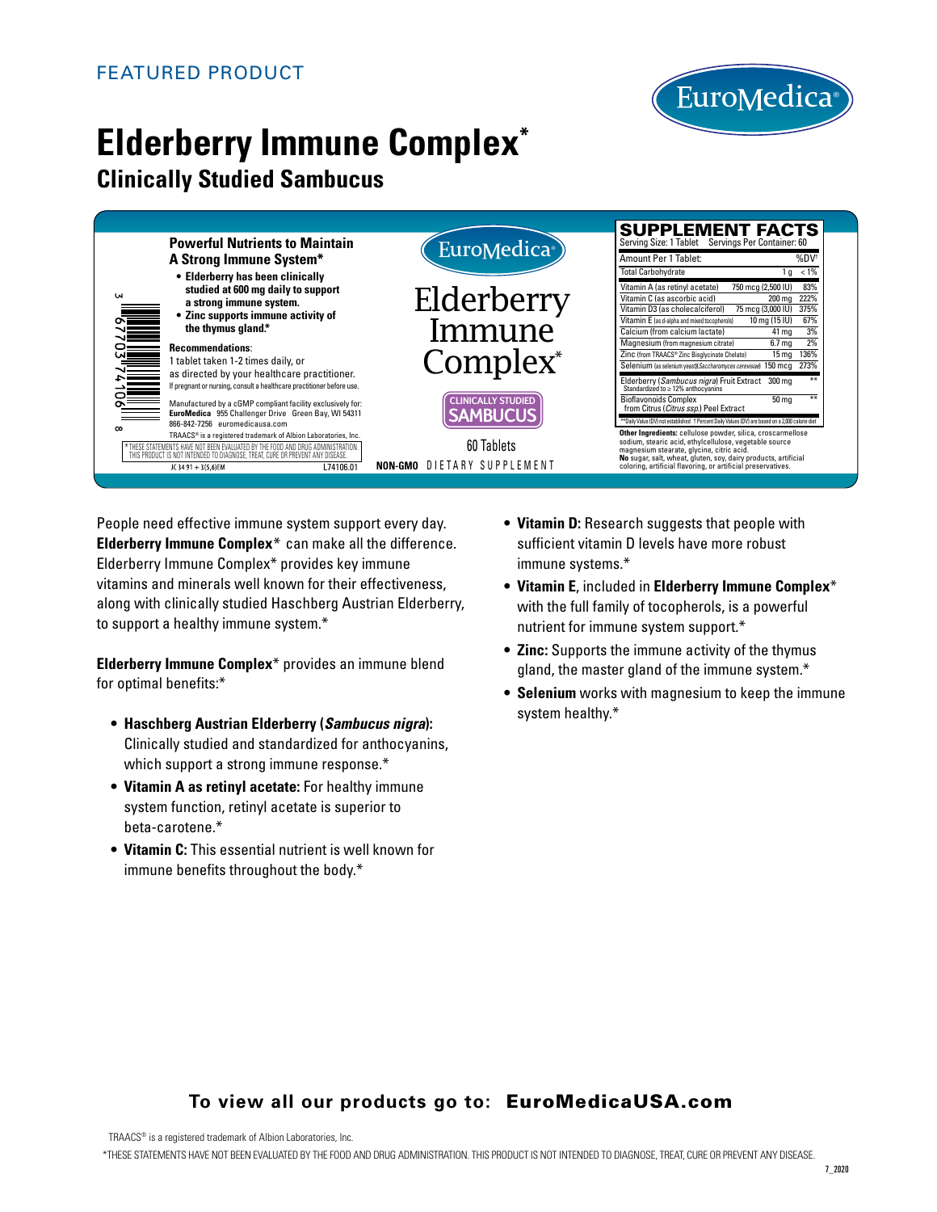FEATURED PRODUCT

EuroMedica®

# Elderberry Immune Complex*

## Clinically Studied Sambucus

**Powerful Nutrients to Maintain A Strong Immune System***

- **Elderberry has been clinically studied at 600 mg daily to support a strong immune system.**
- **Zinc supports immune activity of the thymus gland.***

**Recommendations**:
1 tablet taken 1-2 times daily, or as directed by your healthcare practitioner.
If pregnant or nursing, consult a healthcare practitioner before use.

Manufactured by a cGMP compliant facility exclusively for:
**EuroMedica** 955 Challenger Drive Green Bay, WI 54311
866-842-7256 euromedicausa.com

TRAACS® is a registered trademark of Albion Laboratories, Inc.

*THESE STATEMENTS HAVE NOT BEEN EVALUATED BY THE FOOD AND DRUG ADMINISTRATION. THIS PRODUCT IS NOT INTENDED TO DIAGNOSE, TREAT, CURE OR PREVENT ANY DISEASE.

JC 34 91 + 3(5,6)EM L74106.01

3 67703 74106 8

EuroMedica®

Elderberry Immune Complex*

CLINICALLY STUDIED SAMBUCUS

60 Tablets

**NON-GMO** DIETARY SUPPLEMENT

**SUPPLEMENT FACTS**
Serving Size: 1 Tablet Servings Per Container: 60

| Amount Per 1 Tablet: | | %DV† |
|---|---|---|
| Total Carbohydrate | 1 g | < 1% |
| Vitamin A (as retinyl acetate) | 750 mcg (2,500 IU) | 83% |
| Vitamin C (as ascorbic acid) | 200 mg | 222% |
| Vitamin D3 (as cholecalciferol) | 75 mcg (3,000 IU) | 375% |
| Vitamin E (as d-alpha and mixed tocopherols) | 10 mg (15 IU) | 67% |
| Calcium (from calcium lactate) | 41 mg | 3% |
| Magnesium (from magnesium citrate) | 6.7 mg | 2% |
| Zinc (from TRAACS® Zinc Bisglycinate Chelate) | 15 mg | 136% |
| Selenium (as selenium yeast)(*Saccharomyces cerevisiae*) | 150 mcg | 273% |
| Elderberry (*Sambucus nigra*) Fruit Extract Standardized to ≥ 12% anthocyanins | 300 mg | ** |
| Bioflavonoids Complex from Citrus (*Citrus ssp.*) Peel Extract | 50 mg | ** |

**Daily Value (DV) not established † Percent Daily Values (DV) are based on a 2,000 calorie diet

**Other Ingredients:** cellulose powder, silica, croscarmellose sodium, stearic acid, ethylcellulose, vegetable source magnesium stearate, glycine, citric acid.
**No** sugar, salt, wheat, gluten, soy, dairy products, artificial coloring, artificial flavoring, or artificial preservatives.

People need effective immune system support every day. **Elderberry Immune Complex*** can make all the difference. Elderberry Immune Complex* provides key immune vitamins and minerals well known for their effectiveness, along with clinically studied Haschberg Austrian Elderberry, to support a healthy immune system.*

**Elderberry Immune Complex*** provides an immune blend for optimal benefits:*

- **Haschberg Austrian Elderberry (*Sambucus nigra*):** Clinically studied and standardized for anthocyanins, which support a strong immune response.*
- **Vitamin A as retinyl acetate:** For healthy immune system function, retinyl acetate is superior to beta-carotene.*
- **Vitamin C:** This essential nutrient is well known for immune benefits throughout the body.*
- **Vitamin D:** Research suggests that people with sufficient vitamin D levels have more robust immune systems.*
- **Vitamin E**, included in **Elderberry Immune Complex*** with the full family of tocopherols, is a powerful nutrient for immune system support.*
- **Zinc:** Supports the immune activity of the thymus gland, the master gland of the immune system.*
- **Selenium** works with magnesium to keep the immune system healthy.*

**To view all our products go to: EuroMedicaUSA.com**

TRAACS® is a registered trademark of Albion Laboratories, Inc.

*THESE STATEMENTS HAVE NOT BEEN EVALUATED BY THE FOOD AND DRUG ADMINISTRATION. THIS PRODUCT IS NOT INTENDED TO DIAGNOSE, TREAT, CURE OR PREVENT ANY DISEASE.

7_2020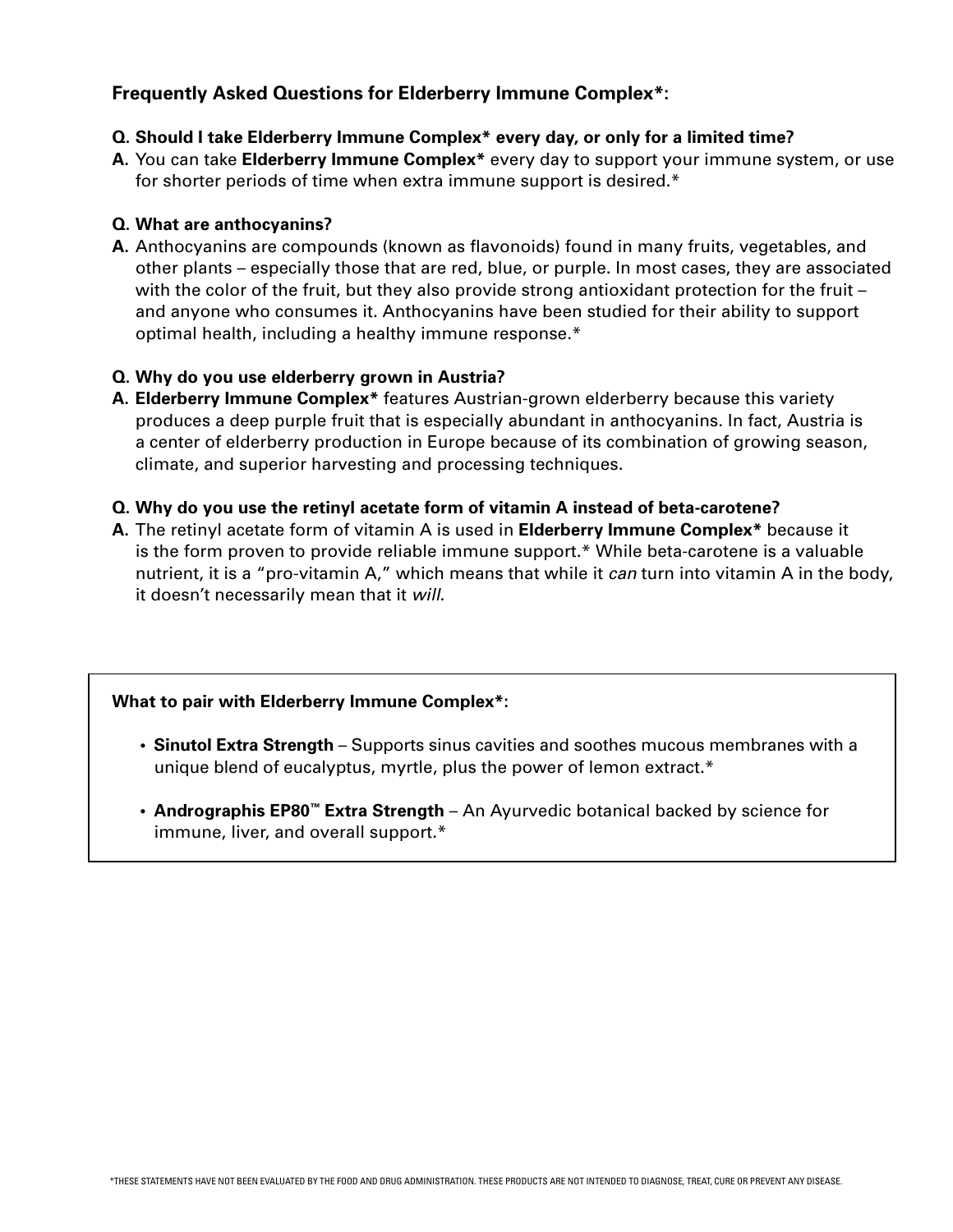## Frequently Asked Questions for Elderberry Immune Complex*:

**Q. Should I take Elderberry Immune Complex* every day, or only for a limited time?**

**A.** You can take **Elderberry Immune Complex*** every day to support your immune system, or use for shorter periods of time when extra immune support is desired.*

**Q. What are anthocyanins?**

**A.** Anthocyanins are compounds (known as flavonoids) found in many fruits, vegetables, and other plants – especially those that are red, blue, or purple. In most cases, they are associated with the color of the fruit, but they also provide strong antioxidant protection for the fruit – and anyone who consumes it. Anthocyanins have been studied for their ability to support optimal health, including a healthy immune response.*

**Q. Why do you use elderberry grown in Austria?**

**A. Elderberry Immune Complex*** features Austrian-grown elderberry because this variety produces a deep purple fruit that is especially abundant in anthocyanins. In fact, Austria is a center of elderberry production in Europe because of its combination of growing season, climate, and superior harvesting and processing techniques.

**Q. Why do you use the retinyl acetate form of vitamin A instead of beta-carotene?**

**A.** The retinyl acetate form of vitamin A is used in **Elderberry Immune Complex*** because it is the form proven to provide reliable immune support.* While beta-carotene is a valuable nutrient, it is a "pro-vitamin A," which means that while it *can* turn into vitamin A in the body, it doesn't necessarily mean that it *will*.

**What to pair with Elderberry Immune Complex*:**

- **Sinutol Extra Strength** – Supports sinus cavities and soothes mucous membranes with a unique blend of eucalyptus, myrtle, plus the power of lemon extract.*
- **Andrographis EP80™ Extra Strength** – An Ayurvedic botanical backed by science for immune, liver, and overall support.*

*THESE STATEMENTS HAVE NOT BEEN EVALUATED BY THE FOOD AND DRUG ADMINISTRATION. THESE PRODUCTS ARE NOT INTENDED TO DIAGNOSE, TREAT, CURE OR PREVENT ANY DISEASE.